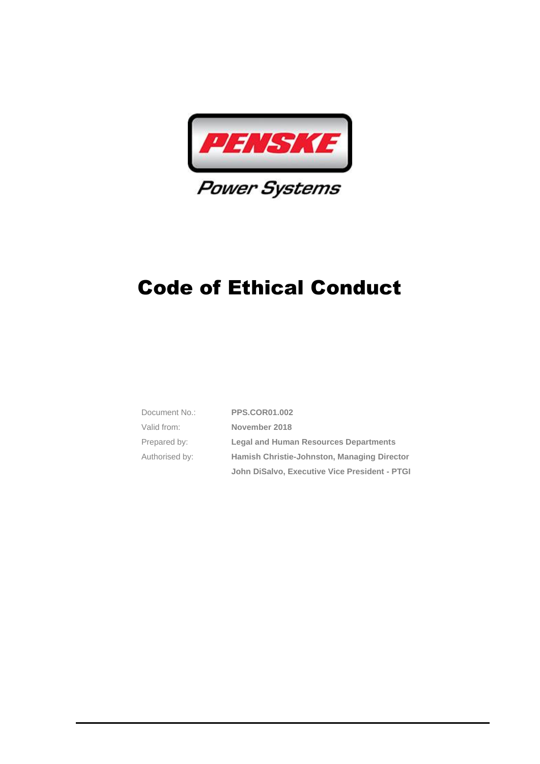PENSKE

Power Systems

# Code of Ethical Conduct

| | |
|---|---|
| Document No.: | **PPS.COR01.002** |
| Valid from: | **November 2018** |
| Prepared by: | **Legal and Human Resources Departments** |
| Authorised by: | **Hamish Christie-Johnston, Managing Director** |
| | **John DiSalvo, Executive Vice President - PTGI** |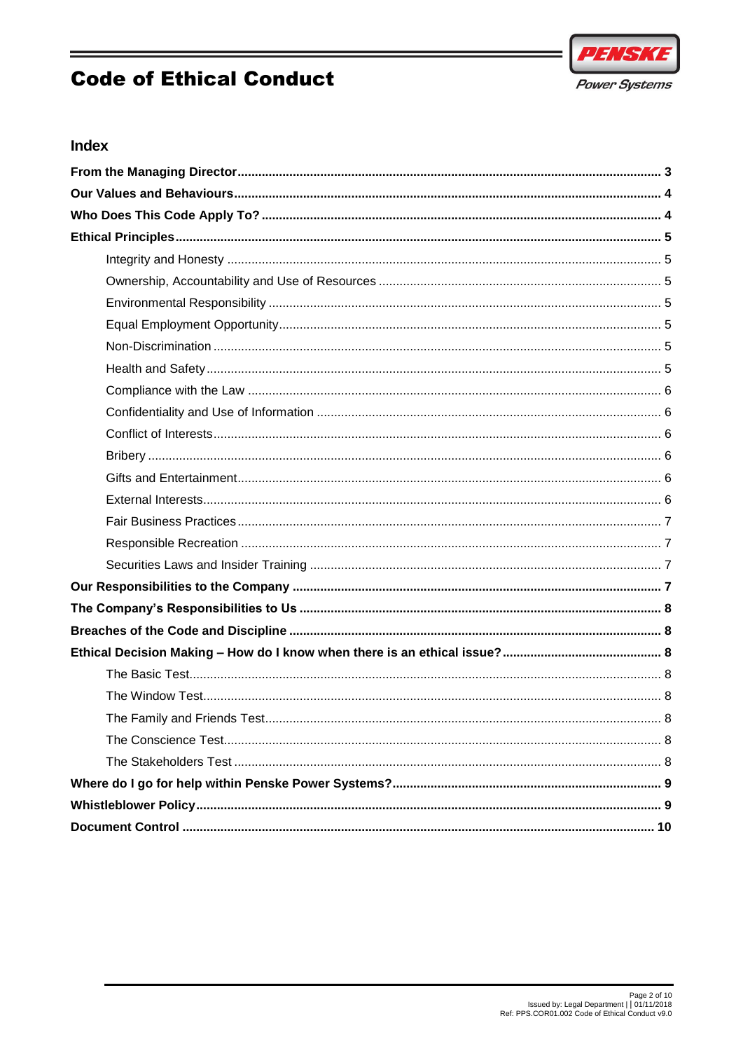## Index

| | |
|---|---|
| **From the Managing Director** | **3** |
| **Our Values and Behaviours** | **4** |
| **Who Does This Code Apply To?** | **4** |
| **Ethical Principles** | **5** |
| Integrity and Honesty | 5 |
| Ownership, Accountability and Use of Resources | 5 |
| Environmental Responsibility | 5 |
| Equal Employment Opportunity | 5 |
| Non-Discrimination | 5 |
| Health and Safety | 5 |
| Compliance with the Law | 6 |
| Confidentiality and Use of Information | 6 |
| Conflict of Interests | 6 |
| Bribery | 6 |
| Gifts and Entertainment | 6 |
| External Interests | 6 |
| Fair Business Practices | 7 |
| Responsible Recreation | 7 |
| Securities Laws and Insider Training | 7 |
| **Our Responsibilities to the Company** | **7** |
| **The Company's Responsibilities to Us** | **8** |
| **Breaches of the Code and Discipline** | **8** |
| **Ethical Decision Making – How do I know when there is an ethical issue?** | **8** |
| The Basic Test | 8 |
| The Window Test | 8 |
| The Family and Friends Test | 8 |
| The Conscience Test | 8 |
| The Stakeholders Test | 8 |
| **Where do I go for help within Penske Power Systems?** | **9** |
| **Whistleblower Policy** | **9** |
| **Document Control** | **10** |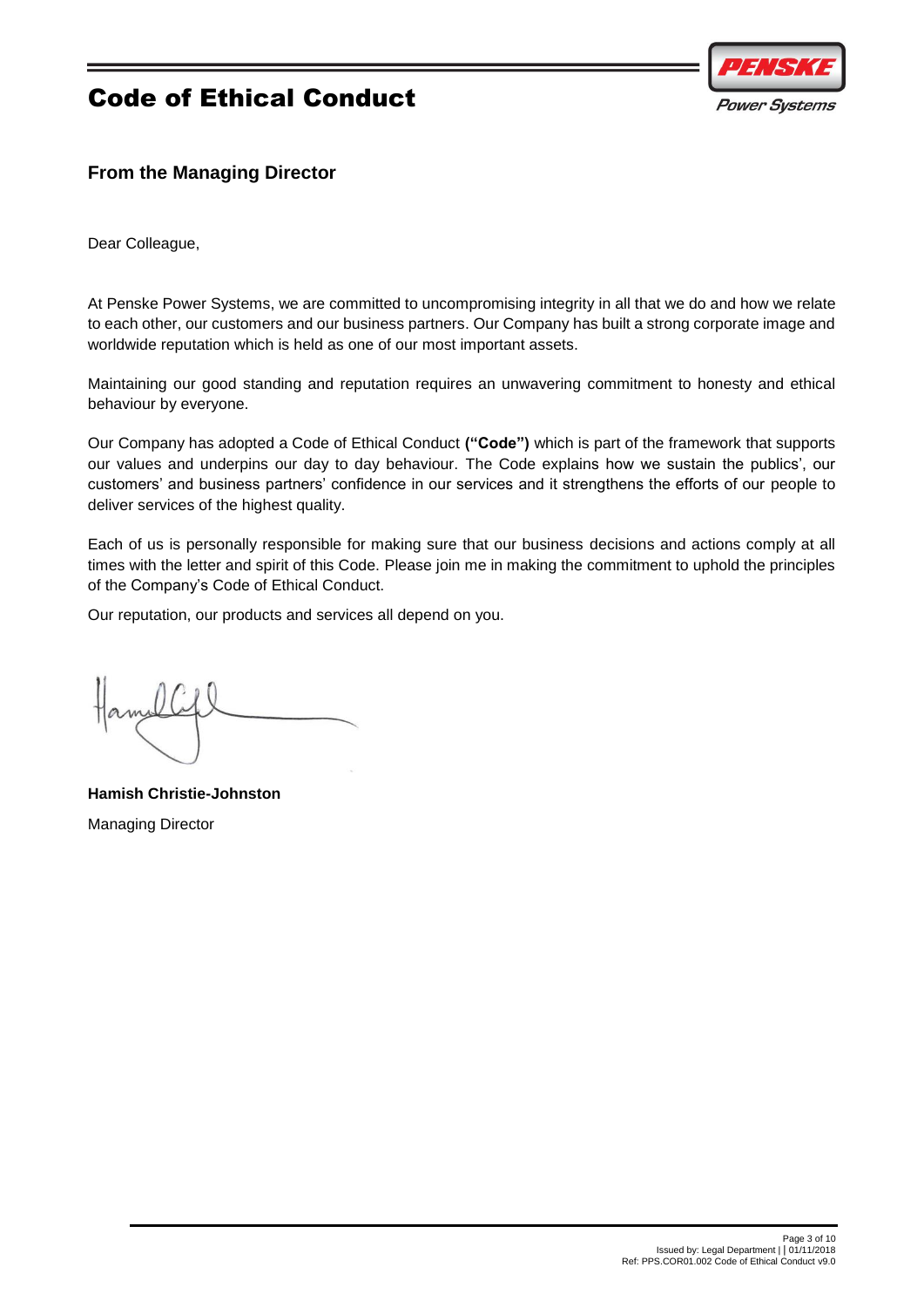# Code of Ethical Conduct

## From the Managing Director

Dear Colleague,

At Penske Power Systems, we are committed to uncompromising integrity in all that we do and how we relate to each other, our customers and our business partners. Our Company has built a strong corporate image and worldwide reputation which is held as one of our most important assets.

Maintaining our good standing and reputation requires an unwavering commitment to honesty and ethical behaviour by everyone.

Our Company has adopted a Code of Ethical Conduct **("Code")** which is part of the framework that supports our values and underpins our day to day behaviour. The Code explains how we sustain the publics', our customers' and business partners' confidence in our services and it strengthens the efforts of our people to deliver services of the highest quality.

Each of us is personally responsible for making sure that our business decisions and actions comply at all times with the letter and spirit of this Code. Please join me in making the commitment to uphold the principles of the Company's Code of Ethical Conduct.

Our reputation, our products and services all depend on you.

**Hamish Christie-Johnston**

Managing Director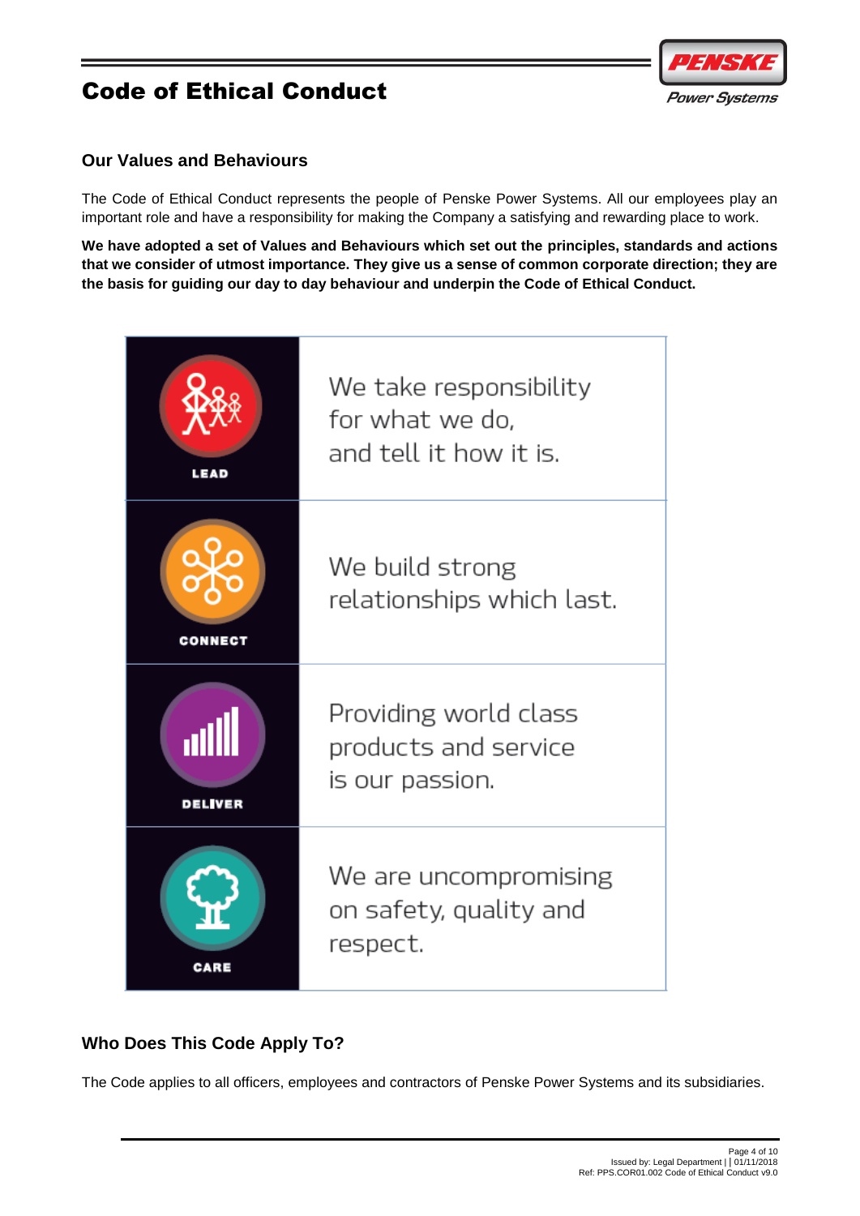# Code of Ethical Conduct

## Our Values and Behaviours

The Code of Ethical Conduct represents the people of Penske Power Systems. All our employees play an important role and have a responsibility for making the Company a satisfying and rewarding place to work.

**We have adopted a set of Values and Behaviours which set out the principles, standards and actions that we consider of utmost importance. They give us a sense of common corporate direction; they are the basis for guiding our day to day behaviour and underpin the Code of Ethical Conduct.**

| Value | Behaviour |
| --- | --- |
| LEAD | We take responsibility for what we do, and tell it how it is. |
| CONNECT | We build strong relationships which last. |
| DELIVER | Providing world class products and service is our passion. |
| CARE | We are uncompromising on safety, quality and respect. |

## Who Does This Code Apply To?

The Code applies to all officers, employees and contractors of Penske Power Systems and its subsidiaries.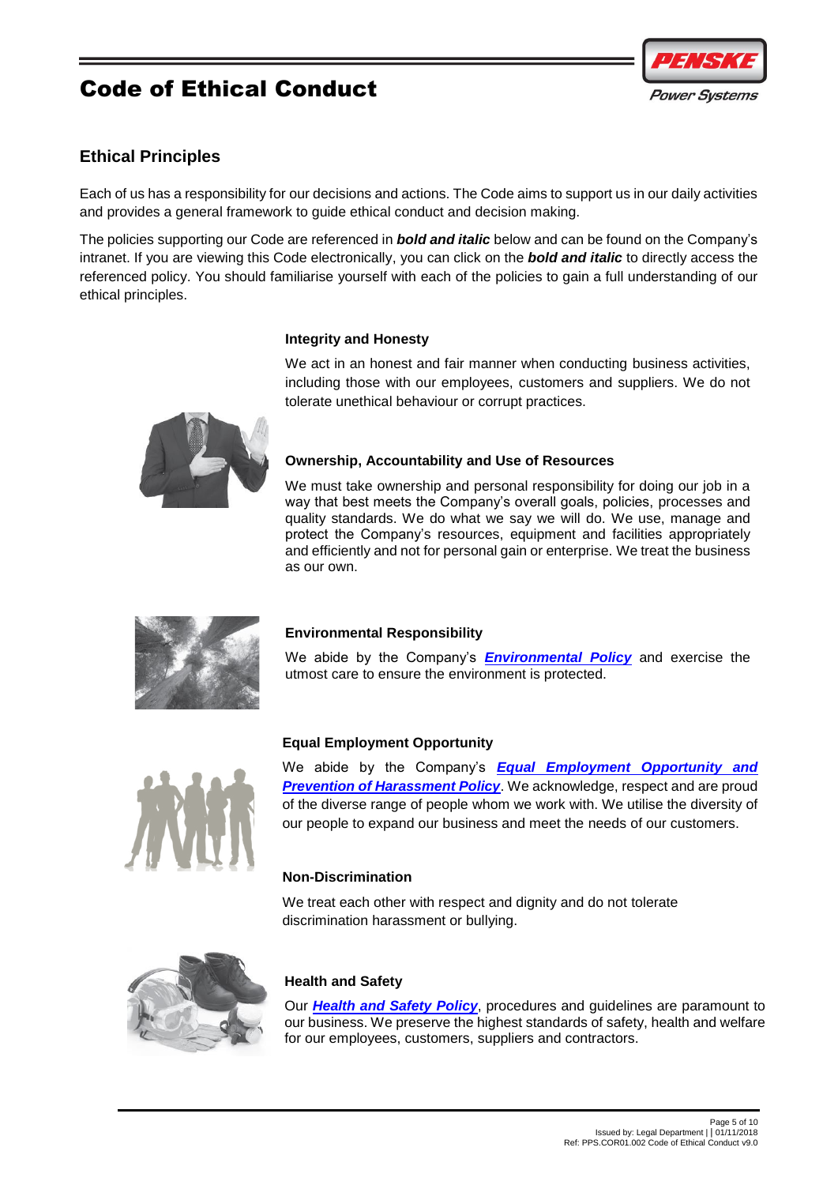## Ethical Principles

Each of us has a responsibility for our decisions and actions. The Code aims to support us in our daily activities and provides a general framework to guide ethical conduct and decision making.

The policies supporting our Code are referenced in ***bold and italic*** below and can be found on the Company's intranet. If you are viewing this Code electronically, you can click on the ***bold and italic*** to directly access the referenced policy. You should familiarise yourself with each of the policies to gain a full understanding of our ethical principles.

### Integrity and Honesty

We act in an honest and fair manner when conducting business activities, including those with our employees, customers and suppliers. We do not tolerate unethical behaviour or corrupt practices.

### Ownership, Accountability and Use of Resources

We must take ownership and personal responsibility for doing our job in a way that best meets the Company's overall goals, policies, processes and quality standards. We do what we say we will do. We use, manage and protect the Company's resources, equipment and facilities appropriately and efficiently and not for personal gain or enterprise. We treat the business as our own.

### Environmental Responsibility

We abide by the Company's ***Environmental Policy*** and exercise the utmost care to ensure the environment is protected.

### Equal Employment Opportunity

We abide by the Company's ***Equal Employment Opportunity and Prevention of Harassment Policy***. We acknowledge, respect and are proud of the diverse range of people whom we work with. We utilise the diversity of our people to expand our business and meet the needs of our customers.

### Non-Discrimination

We treat each other with respect and dignity and do not tolerate discrimination harassment or bullying.

### Health and Safety

Our ***Health and Safety Policy***, procedures and guidelines are paramount to our business. We preserve the highest standards of safety, health and welfare for our employees, customers, suppliers and contractors.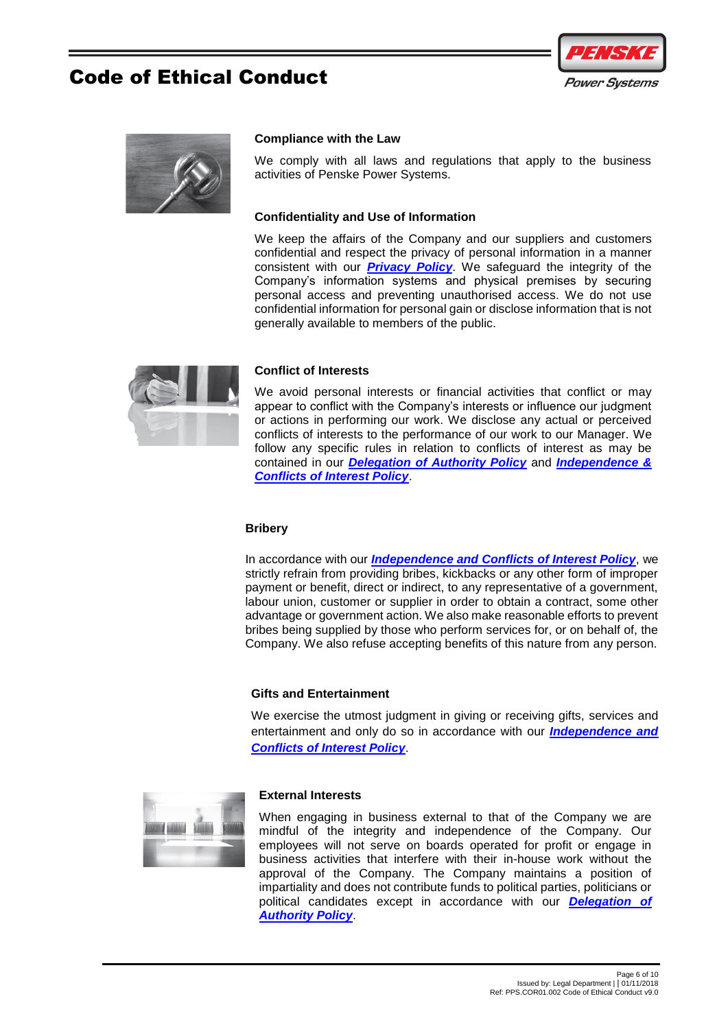### Compliance with the Law

We comply with all laws and regulations that apply to the business activities of Penske Power Systems.

### Confidentiality and Use of Information

We keep the affairs of the Company and our suppliers and customers confidential and respect the privacy of personal information in a manner consistent with our ***Privacy Policy***. We safeguard the integrity of the Company's information systems and physical premises by securing personal access and preventing unauthorised access. We do not use confidential information for personal gain or disclose information that is not generally available to members of the public.

### Conflict of Interests

We avoid personal interests or financial activities that conflict or may appear to conflict with the Company's interests or influence our judgment or actions in performing our work. We disclose any actual or perceived conflicts of interests to the performance of our work to our Manager. We follow any specific rules in relation to conflicts of interest as may be contained in our ***Delegation of Authority Policy*** and ***Independence & Conflicts of Interest Policy***.

### Bribery

In accordance with our ***Independence and Conflicts of Interest Policy***, we strictly refrain from providing bribes, kickbacks or any other form of improper payment or benefit, direct or indirect, to any representative of a government, labour union, customer or supplier in order to obtain a contract, some other advantage or government action. We also make reasonable efforts to prevent bribes being supplied by those who perform services for, or on behalf of, the Company. We also refuse accepting benefits of this nature from any person.

### Gifts and Entertainment

We exercise the utmost judgment in giving or receiving gifts, services and entertainment and only do so in accordance with our ***Independence and Conflicts of Interest Policy***.

### External Interests

When engaging in business external to that of the Company we are mindful of the integrity and independence of the Company. Our employees will not serve on boards operated for profit or engage in business activities that interfere with their in-house work without the approval of the Company. The Company maintains a position of impartiality and does not contribute funds to political parties, politicians or political candidates except in accordance with our ***Delegation of Authority Policy***.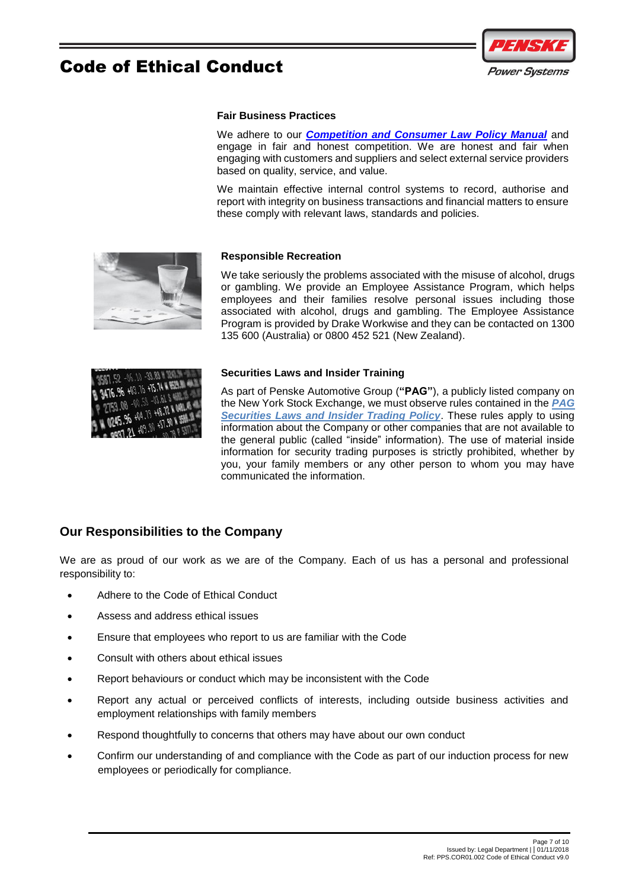#### Fair Business Practices

We adhere to our ***Competition and Consumer Law Policy Manual*** and engage in fair and honest competition. We are honest and fair when engaging with customers and suppliers and select external service providers based on quality, service, and value.

We maintain effective internal control systems to record, authorise and report with integrity on business transactions and financial matters to ensure these comply with relevant laws, standards and policies.

#### Responsible Recreation

We take seriously the problems associated with the misuse of alcohol, drugs or gambling. We provide an Employee Assistance Program, which helps employees and their families resolve personal issues including those associated with alcohol, drugs and gambling. The Employee Assistance Program is provided by Drake Workwise and they can be contacted on 1300 135 600 (Australia) or 0800 452 521 (New Zealand).

#### Securities Laws and Insider Training

As part of Penske Automotive Group (**"PAG"**), a publicly listed company on the New York Stock Exchange, we must observe rules contained in the ***PAG Securities Laws and Insider Trading Policy***. These rules apply to using information about the Company or other companies that are not available to the general public (called "inside" information). The use of material inside information for security trading purposes is strictly prohibited, whether by you, your family members or any other person to whom you may have communicated the information.

## Our Responsibilities to the Company

We are as proud of our work as we are of the Company. Each of us has a personal and professional responsibility to:

- Adhere to the Code of Ethical Conduct
- Assess and address ethical issues
- Ensure that employees who report to us are familiar with the Code
- Consult with others about ethical issues
- Report behaviours or conduct which may be inconsistent with the Code
- Report any actual or perceived conflicts of interests, including outside business activities and employment relationships with family members
- Respond thoughtfully to concerns that others may have about our own conduct
- Confirm our understanding of and compliance with the Code as part of our induction process for new employees or periodically for compliance.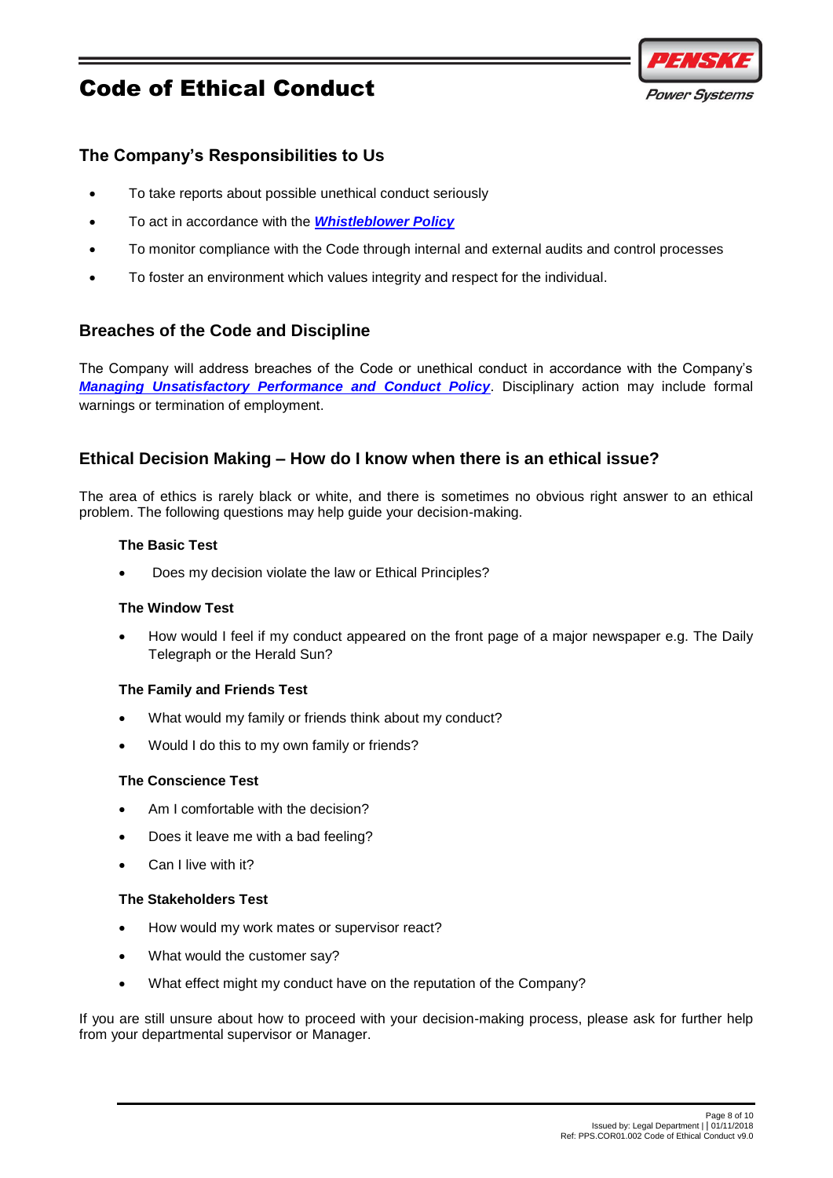## The Company's Responsibilities to Us

- To take reports about possible unethical conduct seriously
- To act in accordance with the ***Whistleblower Policy***
- To monitor compliance with the Code through internal and external audits and control processes
- To foster an environment which values integrity and respect for the individual.

## Breaches of the Code and Discipline

The Company will address breaches of the Code or unethical conduct in accordance with the Company's ***Managing Unsatisfactory Performance and Conduct Policy***. Disciplinary action may include formal warnings or termination of employment.

## Ethical Decision Making – How do I know when there is an ethical issue?

The area of ethics is rarely black or white, and there is sometimes no obvious right answer to an ethical problem. The following questions may help guide your decision-making.

### The Basic Test

- Does my decision violate the law or Ethical Principles?

### The Window Test

- How would I feel if my conduct appeared on the front page of a major newspaper e.g. The Daily Telegraph or the Herald Sun?

### The Family and Friends Test

- What would my family or friends think about my conduct?
- Would I do this to my own family or friends?

### The Conscience Test

- Am I comfortable with the decision?
- Does it leave me with a bad feeling?
- Can I live with it?

### The Stakeholders Test

- How would my work mates or supervisor react?
- What would the customer say?
- What effect might my conduct have on the reputation of the Company?

If you are still unsure about how to proceed with your decision-making process, please ask for further help from your departmental supervisor or Manager.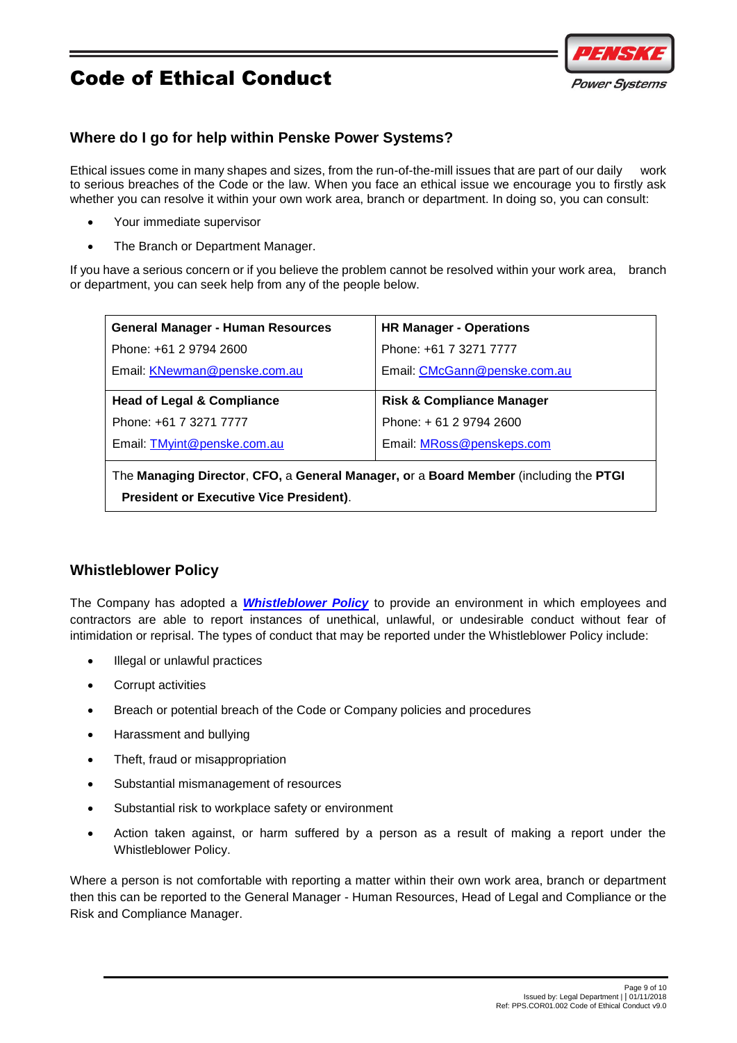## Where do I go for help within Penske Power Systems?

Ethical issues come in many shapes and sizes, from the run-of-the-mill issues that are part of our daily work to serious breaches of the Code or the law. When you face an ethical issue we encourage you to firstly ask whether you can resolve it within your own work area, branch or department. In doing so, you can consult:

- Your immediate supervisor
- The Branch or Department Manager.

If you have a serious concern or if you believe the problem cannot be resolved within your work area, branch or department, you can seek help from any of the people below.

| **General Manager - Human Resources**<br>Phone: +61 2 9794 2600<br>Email: KNewman@penske.com.au | **HR Manager - Operations**<br>Phone: +61 7 3271 7777<br>Email: CMcGann@penske.com.au |
|---|---|
| **Head of Legal & Compliance**<br>Phone: +61 7 3271 7777<br>Email: TMyint@penske.com.au | **Risk & Compliance Manager**<br>Phone: + 61 2 9794 2600<br>Email: MRoss@penskeps.com |
| The **Managing Director**, **CFO,** a **General Manager, o**r a **Board Member** (including the **PTGI President or Executive Vice President)**. | |

## Whistleblower Policy

The Company has adopted a ***Whistleblower Policy*** to provide an environment in which employees and contractors are able to report instances of unethical, unlawful, or undesirable conduct without fear of intimidation or reprisal. The types of conduct that may be reported under the Whistleblower Policy include:

- Illegal or unlawful practices
- Corrupt activities
- Breach or potential breach of the Code or Company policies and procedures
- Harassment and bullying
- Theft, fraud or misappropriation
- Substantial mismanagement of resources
- Substantial risk to workplace safety or environment
- Action taken against, or harm suffered by a person as a result of making a report under the Whistleblower Policy.

Where a person is not comfortable with reporting a matter within their own work area, branch or department then this can be reported to the General Manager - Human Resources, Head of Legal and Compliance or the Risk and Compliance Manager.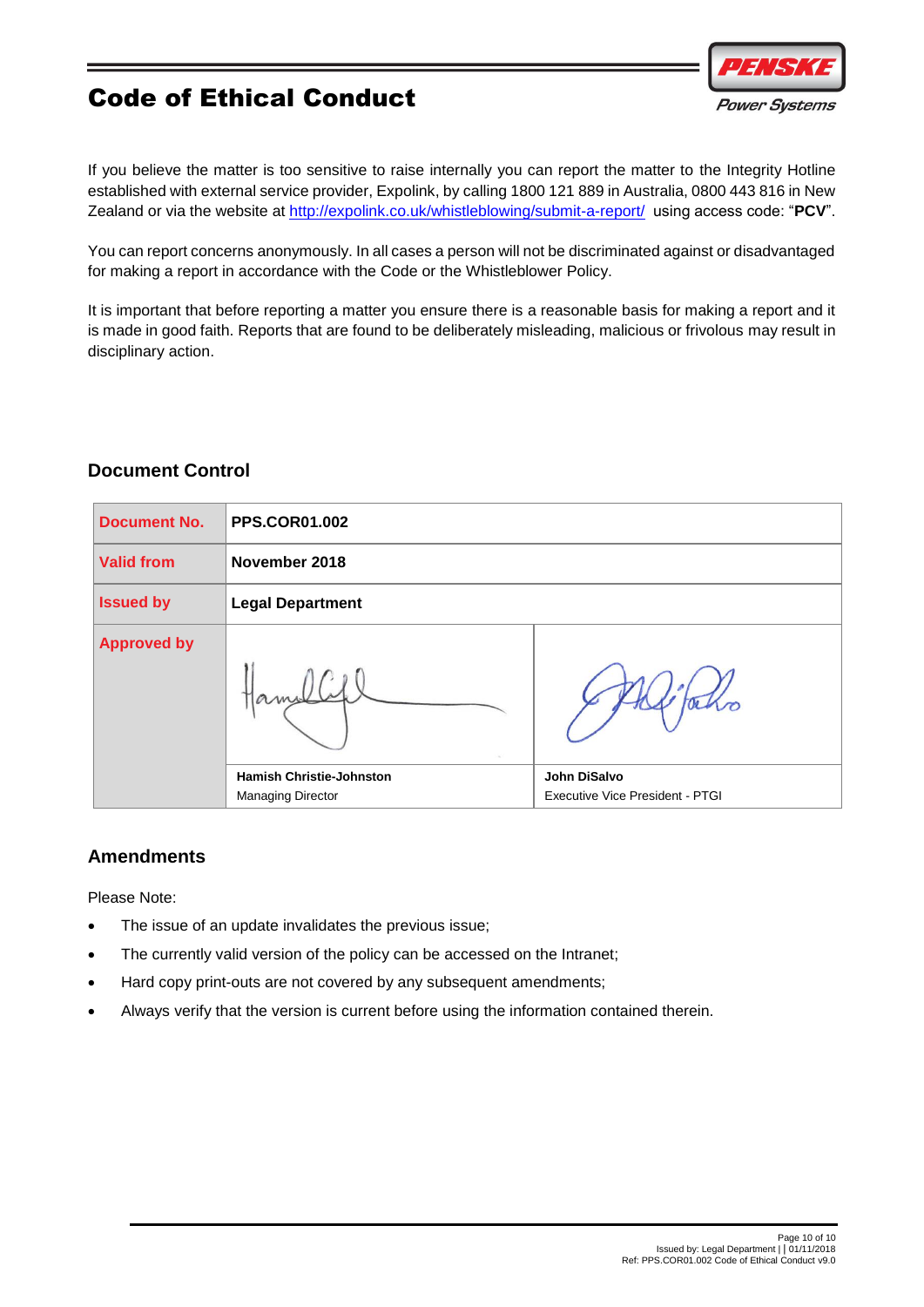If you believe the matter is too sensitive to raise internally you can report the matter to the Integrity Hotline established with external service provider, Expolink, by calling 1800 121 889 in Australia, 0800 443 816 in New Zealand or via the website at http://expolink.co.uk/whistleblowing/submit-a-report/ using access code: "**PCV**".

You can report concerns anonymously. In all cases a person will not be discriminated against or disadvantaged for making a report in accordance with the Code or the Whistleblower Policy.

It is important that before reporting a matter you ensure there is a reasonable basis for making a report and it is made in good faith. Reports that are found to be deliberately misleading, malicious or frivolous may result in disciplinary action.

## Document Control

| | | |
|---|---|---|
| **Document No.** | **PPS.COR01.002** | |
| **Valid from** | **November 2018** | |
| **Issued by** | **Legal Department** | |
| **Approved by** | **Hamish Christie-Johnston**<br>Managing Director | **John DiSalvo**<br>Executive Vice President - PTGI |

## Amendments

Please Note:

- The issue of an update invalidates the previous issue;
- The currently valid version of the policy can be accessed on the Intranet;
- Hard copy print-outs are not covered by any subsequent amendments;
- Always verify that the version is current before using the information contained therein.